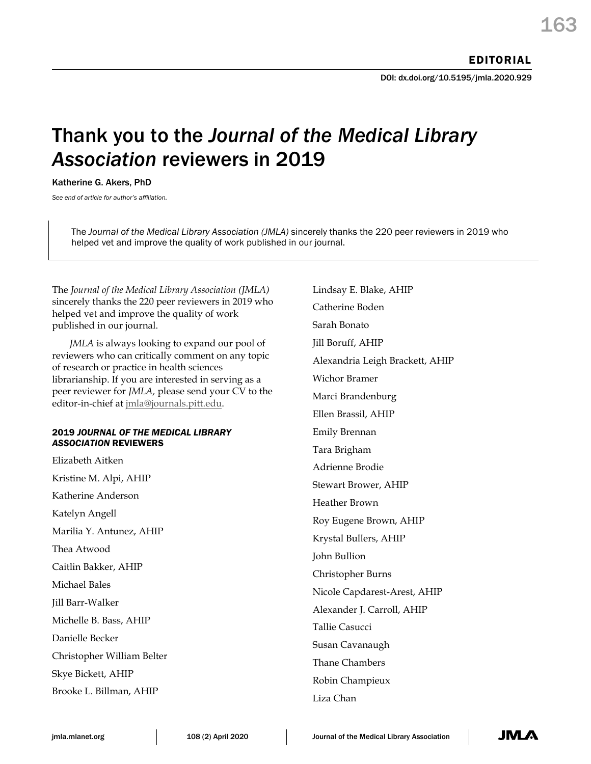EDITORIAL

DOI: dx.doi.org/10.5195/jmla.2020.929

# Thank you to the *Journal of the Medical Library Association* reviewers in 2019

Katherine G. Akers, PhD

*See end of article for author's affiliation.*

The *Journal of the Medical Library Association (JMLA)* sincerely thanks the 220 peer reviewers in 2019 who helped vet and improve the quality of work published in our journal.

The *Journal of the Medical Library Association (JMLA)* sincerely thanks the 220 peer reviewers in 2019 who helped vet and improve the quality of work published in our journal.

*JMLA* is always looking to expand our pool of reviewers who can critically comment on any topic of research or practice in health sciences librarianship. If you are interested in serving as a peer reviewer for *JMLA,* please send your CV to the editor-in-chief at jmla@journals.pitt.edu.

### 2019 *JOURNAL OF THE MEDICAL LIBRARY ASSOCIATION* REVIEWERS

Elizabeth Aitken

Kristine M. Alpi, AHIP

Katherine Anderson

Katelyn Angell

Marilia Y. Antunez, AHIP

Thea Atwood

Caitlin Bakker, AHIP

Michael Bales

Jill Barr-Walker

Michelle B. Bass, AHIP

Danielle Becker

Christopher William Belter

Skye Bickett, AHIP

Brooke L. Billman, AHIP

Lindsay E. Blake, AHIP

Catherine Boden

Sarah Bonato

Jill Boruff, AHIP

Alexandria Leigh Brackett, AHIP

Wichor Bramer

Marci Brandenburg

Ellen Brassil, AHIP

Emily Brennan

Tara Brigham

Adrienne Brodie

Stewart Brower, AHIP

Heather Brown

Roy Eugene Brown, AHIP

Krystal Bullers, AHIP

John Bullion

Christopher Burns

Nicole Capdarest-Arest, AHIP

Alexander J. Carroll, AHIP

Tallie Casucci

Susan Cavanaugh

Thane Chambers

Robin Champieux

Liza Chan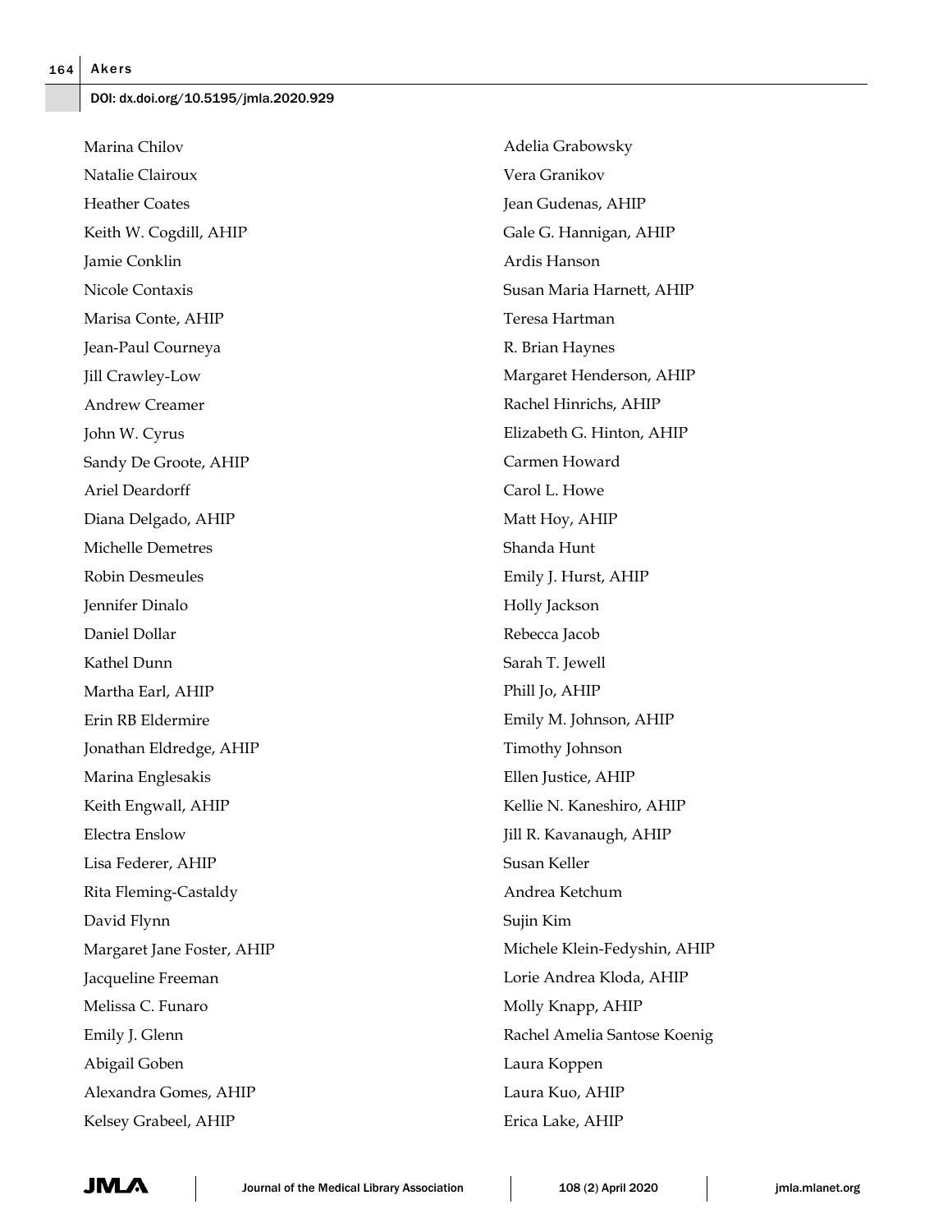Marina Chilov

Natalie Clairoux

Heather Coates

Keith W. Cogdill, AHIP

Jamie Conklin

Nicole Contaxis

Marisa Conte, AHIP

Jean-Paul Courneya

Jill Crawley-Low

Andrew Creamer

John W. Cyrus

Sandy De Groote, AHIP

Ariel Deardorff

Diana Delgado, AHIP

Michelle Demetres

Robin Desmeules

Jennifer Dinalo

Daniel Dollar

Kathel Dunn

Martha Earl, AHIP

Erin RB Eldermire

Jonathan Eldredge, AHIP

Marina Englesakis

Keith Engwall, AHIP

Electra Enslow

Lisa Federer, AHIP

Rita Fleming-Castaldy

David Flynn

Margaret Jane Foster, AHIP

Jacqueline Freeman

Melissa C. Funaro

Emily J. Glenn

Abigail Goben

Alexandra Gomes, AHIP

Kelsey Grabeel, AHIP

Adelia Grabowsky

Vera Granikov

Jean Gudenas, AHIP

Gale G. Hannigan, AHIP

Ardis Hanson

Susan Maria Harnett, AHIP

Teresa Hartman

R. Brian Haynes

Margaret Henderson, AHIP

Rachel Hinrichs, AHIP

Elizabeth G. Hinton, AHIP

Carmen Howard

Carol L. Howe

Matt Hoy, AHIP

Shanda Hunt

Emily J. Hurst, AHIP

Holly Jackson

Rebecca Jacob

Sarah T. Jewell

Phill Jo, AHIP

Emily M. Johnson, AHIP

Timothy Johnson

Ellen Justice, AHIP

Kellie N. Kaneshiro, AHIP

Jill R. Kavanaugh, AHIP

Susan Keller

Andrea Ketchum

Sujin Kim

Michele Klein-Fedyshin, AHIP

Lorie Andrea Kloda, AHIP

Molly Knapp, AHIP

Rachel Amelia Santose Koenig

Laura Koppen

Laura Kuo, AHIP

Erica Lake, AHIP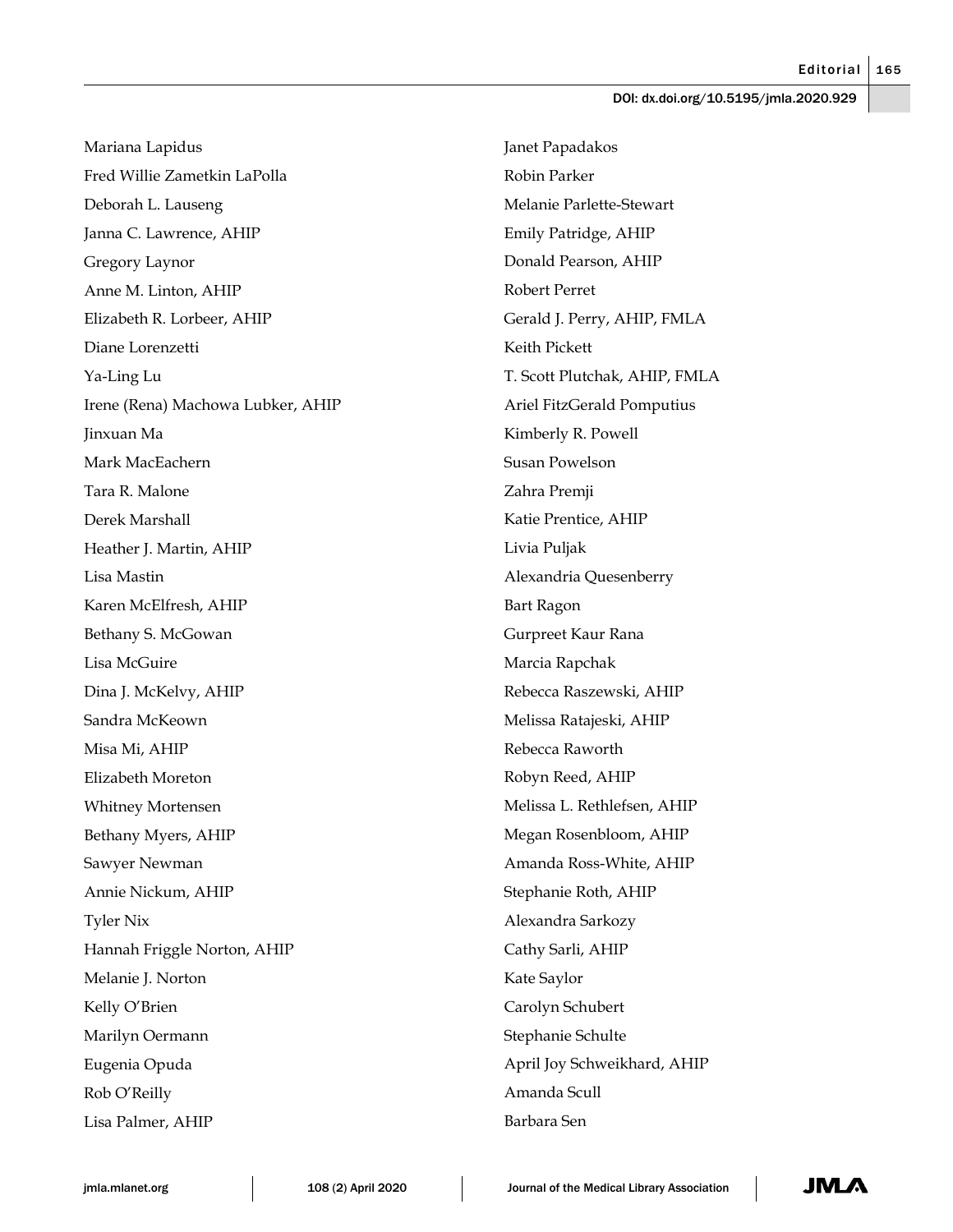Mariana Lapidus

Fred Willie Zametkin LaPolla

Deborah L. Lauseng

Janna C. Lawrence, AHIP

Gregory Laynor

Anne M. Linton, AHIP

Elizabeth R. Lorbeer, AHIP

Diane Lorenzetti

Ya-Ling Lu

Irene (Rena) Machowa Lubker, AHIP

Jinxuan Ma

Mark MacEachern

Tara R. Malone

Derek Marshall

Heather J. Martin, AHIP

Lisa Mastin

Karen McElfresh, AHIP

Bethany S. McGowan

Lisa McGuire

Dina J. McKelvy, AHIP

Sandra McKeown

Misa Mi, AHIP

Elizabeth Moreton

Whitney Mortensen

Bethany Myers, AHIP

Sawyer Newman

Annie Nickum, AHIP

Tyler Nix

Hannah Friggle Norton, AHIP

Melanie J. Norton

Kelly O'Brien

Marilyn Oermann

Eugenia Opuda

Rob O'Reilly

Lisa Palmer, AHIP

Janet Papadakos

Robin Parker

Melanie Parlette-Stewart

Emily Patridge, AHIP

Donald Pearson, AHIP

Robert Perret

Gerald J. Perry, AHIP, FMLA

Keith Pickett

T. Scott Plutchak, AHIP, FMLA

Ariel FitzGerald Pomputius

Kimberly R. Powell

Susan Powelson

Zahra Premji

Katie Prentice, AHIP

Livia Puljak

Alexandria Quesenberry

Bart Ragon

Gurpreet Kaur Rana

Marcia Rapchak

Rebecca Raszewski, AHIP

Melissa Ratajeski, AHIP

Rebecca Raworth

Robyn Reed, AHIP

Melissa L. Rethlefsen, AHIP

Megan Rosenbloom, AHIP

Amanda Ross-White, AHIP

Stephanie Roth, AHIP

Alexandra Sarkozy

Cathy Sarli, AHIP

Kate Saylor

Carolyn Schubert

Stephanie Schulte

April Joy Schweikhard, AHIP

Amanda Scull

Barbara Sen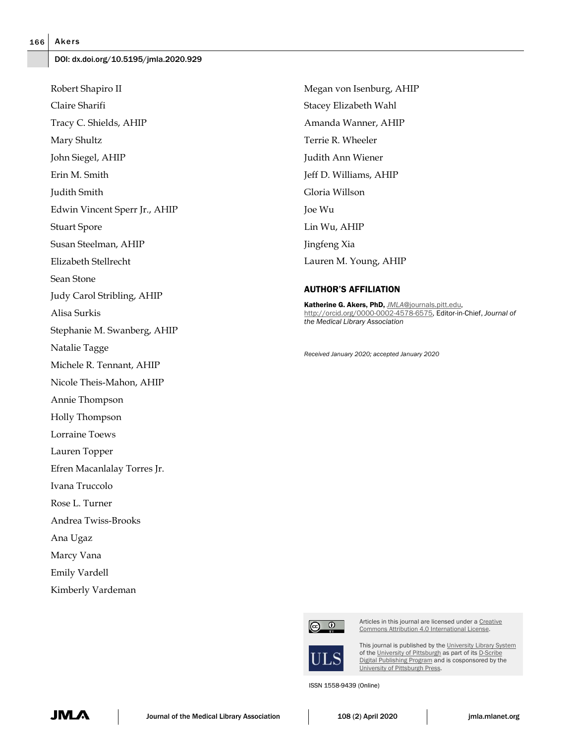Robert Shapiro II

Claire Sharifi

Tracy C. Shields, AHIP

Mary Shultz

John Siegel, AHIP

Erin M. Smith

Judith Smith

Edwin Vincent Sperr Jr., AHIP

Stuart Spore

Susan Steelman, AHIP

Elizabeth Stellrecht

Sean Stone

Judy Carol Stribling, AHIP

Alisa Surkis

Stephanie M. Swanberg, AHIP

Natalie Tagge

Michele R. Tennant, AHIP

Nicole Theis-Mahon, AHIP

Annie Thompson

Holly Thompson

Lorraine Toews

Lauren Topper

Efren Macanlalay Torres Jr.

Ivana Truccolo

Rose L. Turner

Andrea Twiss-Brooks

Ana Ugaz

Marcy Vana

Emily Vardell

Kimberly Vardeman

Megan von Isenburg, AHIP

Stacey Elizabeth Wahl

Amanda Wanner, AHIP

Terrie R. Wheeler

Judith Ann Wiener

Jeff D. Williams, AHIP

Gloria Willson

Joe Wu

Lin Wu, AHIP

Jingfeng Xia

Lauren M. Young, AHIP

## AUTHOR'S AFFILIATION

**Katherine G. Akers, PhD,** *JMLA*@journals.pitt.edu, http://orcid.org/0000-0002-4578-6575, Editor-in-Chief, *Journal of the Medical Library Association*

*Received January 2020; accepted January 2020*

Articles in this journal are licensed under a Creative Commons Attribution 4.0 International License.

This journal is published by the University Library System of the University of Pittsburgh as part of its D-Scribe Digital Publishing Program and is cosponsored by the University of Pittsburgh Press.

ISSN 1558-9439 (Online)